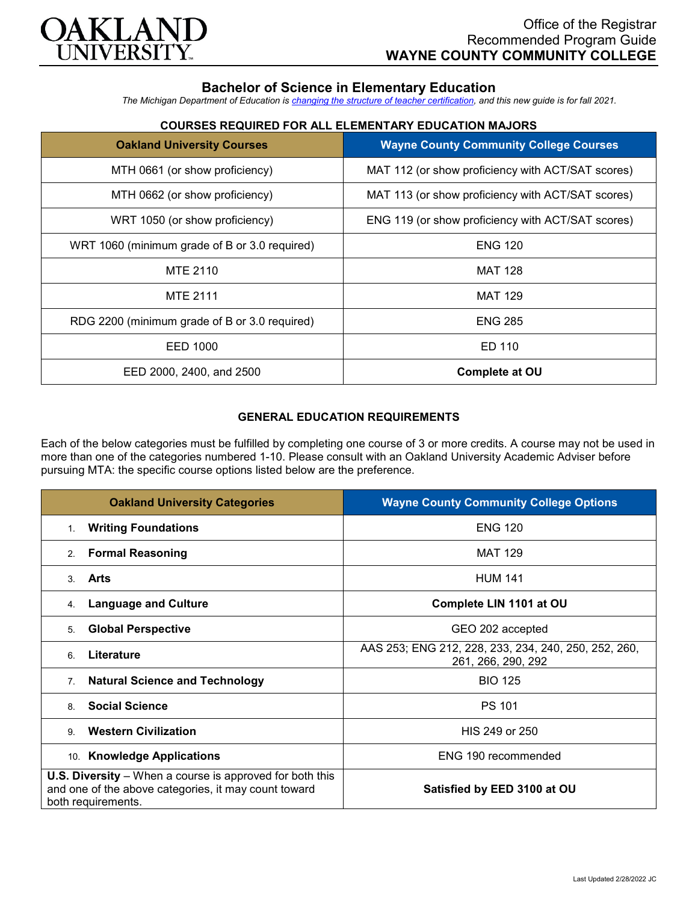Office of the Registrar
Recommended Program Guide
**WAYNE COUNTY COMMUNITY COLLEGE**

# Bachelor of Science in Elementary Education

*The Michigan Department of Education is changing the structure of teacher certification, and this new guide is for fall 2021.*

## COURSES REQUIRED FOR ALL ELEMENTARY EDUCATION MAJORS

| Oakland University Courses | Wayne County Community College Courses |
|---|---|
| MTH 0661 (or show proficiency) | MAT 112 (or show proficiency with ACT/SAT scores) |
| MTH 0662 (or show proficiency) | MAT 113 (or show proficiency with ACT/SAT scores) |
| WRT 1050 (or show proficiency) | ENG 119 (or show proficiency with ACT/SAT scores) |
| WRT 1060 (minimum grade of B or 3.0 required) | ENG 120 |
| MTE 2110 | MAT 128 |
| MTE 2111 | MAT 129 |
| RDG 2200 (minimum grade of B or 3.0 required) | ENG 285 |
| EED 1000 | ED 110 |
| EED 2000, 2400, and 2500 | **Complete at OU** |

## GENERAL EDUCATION REQUIREMENTS

Each of the below categories must be fulfilled by completing one course of 3 or more credits. A course may not be used in more than one of the categories numbered 1-10. Please consult with an Oakland University Academic Adviser before pursuing MTA: the specific course options listed below are the preference.

| Oakland University Categories | Wayne County Community College Options |
|---|---|
| 1. **Writing Foundations** | ENG 120 |
| 2. **Formal Reasoning** | MAT 129 |
| 3. **Arts** | HUM 141 |
| 4. **Language and Culture** | **Complete LIN 1101 at OU** |
| 5. **Global Perspective** | GEO 202 accepted |
| 6. **Literature** | AAS 253; ENG 212, 228, 233, 234, 240, 250, 252, 260, 261, 266, 290, 292 |
| 7. **Natural Science and Technology** | BIO 125 |
| 8. **Social Science** | PS 101 |
| 9. **Western Civilization** | HIS 249 or 250 |
| 10. **Knowledge Applications** | ENG 190 recommended |
| **U.S. Diversity** – When a course is approved for both this and one of the above categories, it may count toward both requirements. | **Satisfied by EED 3100 at OU** |

Last Updated 2/28/2022 JC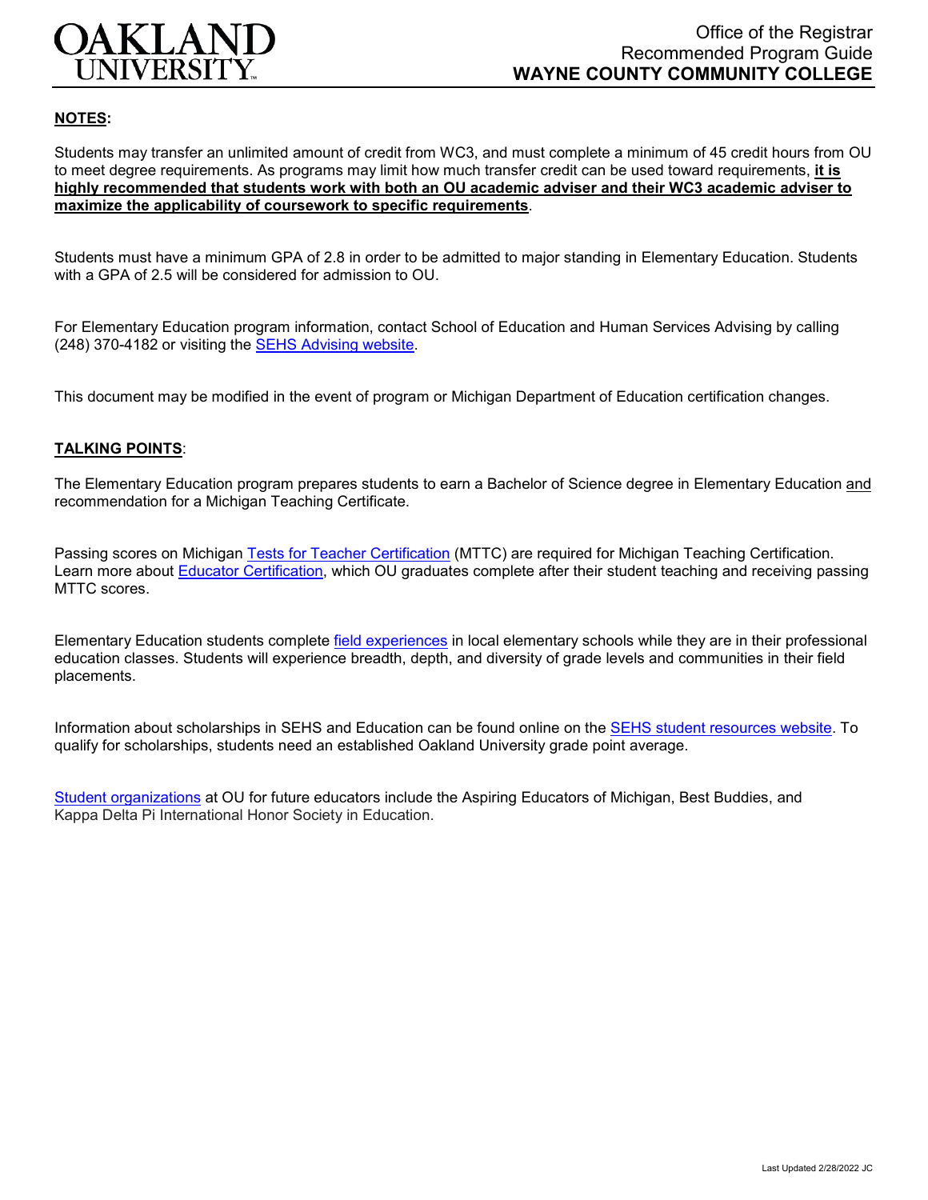**NOTES:**

Students may transfer an unlimited amount of credit from WC3, and must complete a minimum of 45 credit hours from OU to meet degree requirements. As programs may limit how much transfer credit can be used toward requirements, **it is highly recommended that students work with both an OU academic adviser and their WC3 academic adviser to maximize the applicability of coursework to specific requirements**.

Students must have a minimum GPA of 2.8 in order to be admitted to major standing in Elementary Education. Students with a GPA of 2.5 will be considered for admission to OU.

For Elementary Education program information, contact School of Education and Human Services Advising by calling (248) 370-4182 or visiting the SEHS Advising website.

This document may be modified in the event of program or Michigan Department of Education certification changes.

**TALKING POINTS**:

The Elementary Education program prepares students to earn a Bachelor of Science degree in Elementary Education and recommendation for a Michigan Teaching Certificate.

Passing scores on Michigan Tests for Teacher Certification (MTTC) are required for Michigan Teaching Certification. Learn more about Educator Certification, which OU graduates complete after their student teaching and receiving passing MTTC scores.

Elementary Education students complete field experiences in local elementary schools while they are in their professional education classes. Students will experience breadth, depth, and diversity of grade levels and communities in their field placements.

Information about scholarships in SEHS and Education can be found online on the SEHS student resources website. To qualify for scholarships, students need an established Oakland University grade point average.

Student organizations at OU for future educators include the Aspiring Educators of Michigan, Best Buddies, and Kappa Delta Pi International Honor Society in Education.

Last Updated 2/28/2022 JC